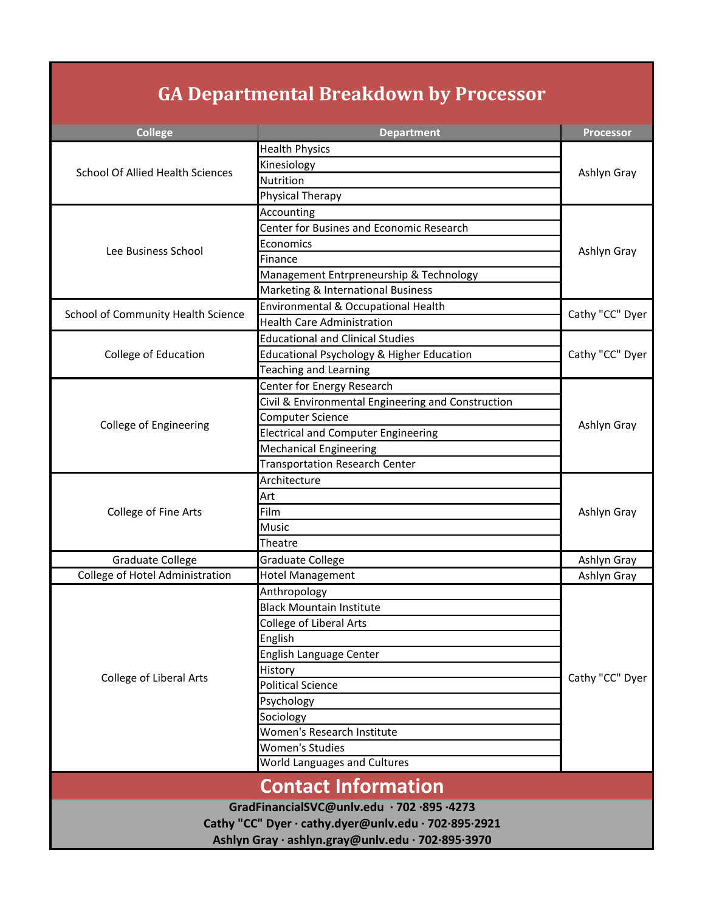# GA Departmental Breakdown by Processor

| College | Department | Processor |
|---|---|---|
| School Of Allied Health Sciences | Health Physics | Ashlyn Gray |
| | Kinesiology | |
| | Nutrition | |
| | Physical Therapy | |
| Lee Business School | Accounting | Ashlyn Gray |
| | Center for Busines and Economic Research | |
| | Economics | |
| | Finance | |
| | Management Entrpreneurship & Technology | |
| | Marketing & International Business | |
| School of Community Health Science | Environmental & Occupational Health | Cathy "CC" Dyer |
| | Health Care Administration | |
| College of Education | Educational and Clinical Studies | Cathy "CC" Dyer |
| | Educational Psychology & Higher Education | |
| | Teaching and Learning | |
| College of Engineering | Center for Energy Research | Ashlyn Gray |
| | Civil & Environmental Engineering and Construction | |
| | Computer Science | |
| | Electrical and Computer Engineering | |
| | Mechanical Engineering | |
| | Transportation Research Center | |
| College of Fine Arts | Architecture | Ashlyn Gray |
| | Art | |
| | Film | |
| | Music | |
| | Theatre | |
| Graduate College | Graduate College | Ashlyn Gray |
| College of Hotel Administration | Hotel Management | Ashlyn Gray |
| College of Liberal Arts | Anthropology | Cathy "CC" Dyer |
| | Black Mountain Institute | |
| | College of Liberal Arts | |
| | English | |
| | English Language Center | |
| | History | |
| | Political Science | |
| | Psychology | |
| | Sociology | |
| | Women's Research Institute | |
| | Women's Studies | |
| | World Languages and Cultures | |

## Contact Information

**GradFinancialSVC@unlv.edu · 702 ·895 ·4273**

**Cathy "CC" Dyer · cathy.dyer@unlv.edu · 702·895·2921**

**Ashlyn Gray · ashlyn.gray@unlv.edu · 702·895·3970**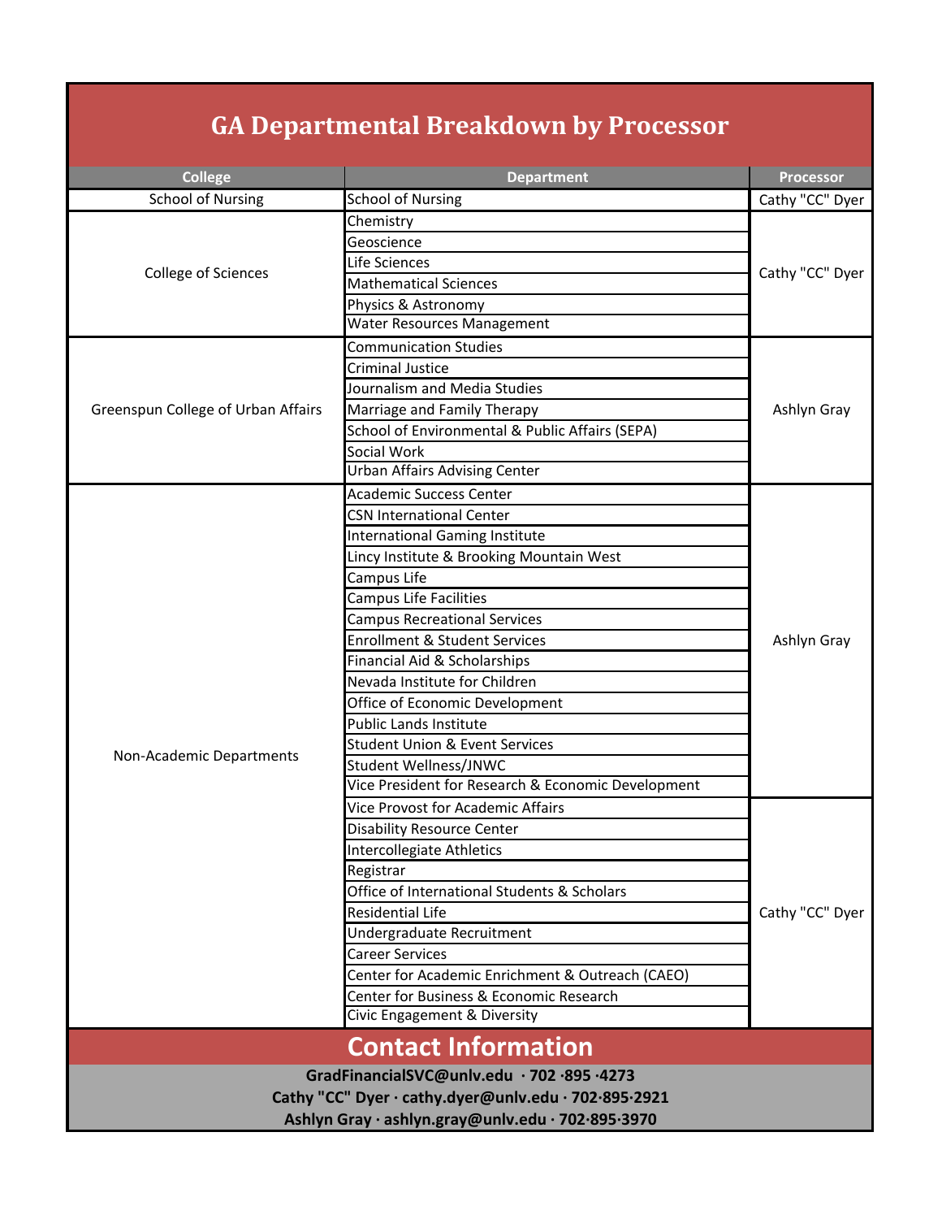# GA Departmental Breakdown by Processor

| College | Department | Processor |
|---|---|---|
| School of Nursing | School of Nursing | Cathy "CC" Dyer |
| College of Sciences | Chemistry | Cathy "CC" Dyer |
| | Geoscience | |
| | Life Sciences | |
| | Mathematical Sciences | |
| | Physics & Astronomy | |
| | Water Resources Management | |
| Greenspun College of Urban Affairs | Communication Studies | Ashlyn Gray |
| | Criminal Justice | |
| | Journalism and Media Studies | |
| | Marriage and Family Therapy | |
| | School of Environmental & Public Affairs (SEPA) | |
| | Social Work | |
| | Urban Affairs Advising Center | |
| Non-Academic Departments | Academic Success Center | Ashlyn Gray |
| | CSN International Center | |
| | International Gaming Institute | |
| | Lincy Institute & Brooking Mountain West | |
| | Campus Life | |
| | Campus Life Facilities | |
| | Campus Recreational Services | |
| | Enrollment & Student Services | |
| | Financial Aid & Scholarships | |
| | Nevada Institute for Children | |
| | Office of Economic Development | |
| | Public Lands Institute | |
| | Student Union & Event Services | |
| | Student Wellness/JNWC | |
| | Vice President for Research & Economic Development | |
| | Vice Provost for Academic Affairs | Cathy "CC" Dyer |
| | Disability Resource Center | |
| | Intercollegiate Athletics | |
| | Registrar | |
| | Office of International Students & Scholars | |
| | Residential Life | |
| | Undergraduate Recruitment | |
| | Career Services | |
| | Center for Academic Enrichment & Outreach (CAEO) | |
| | Center for Business & Economic Research | |
| | Civic Engagement & Diversity | |

## Contact Information

**GradFinancialSVC@unlv.edu · 702 ·895 ·4273**

**Cathy "CC" Dyer · cathy.dyer@unlv.edu · 702·895·2921**

**Ashlyn Gray · ashlyn.gray@unlv.edu · 702·895·3970**